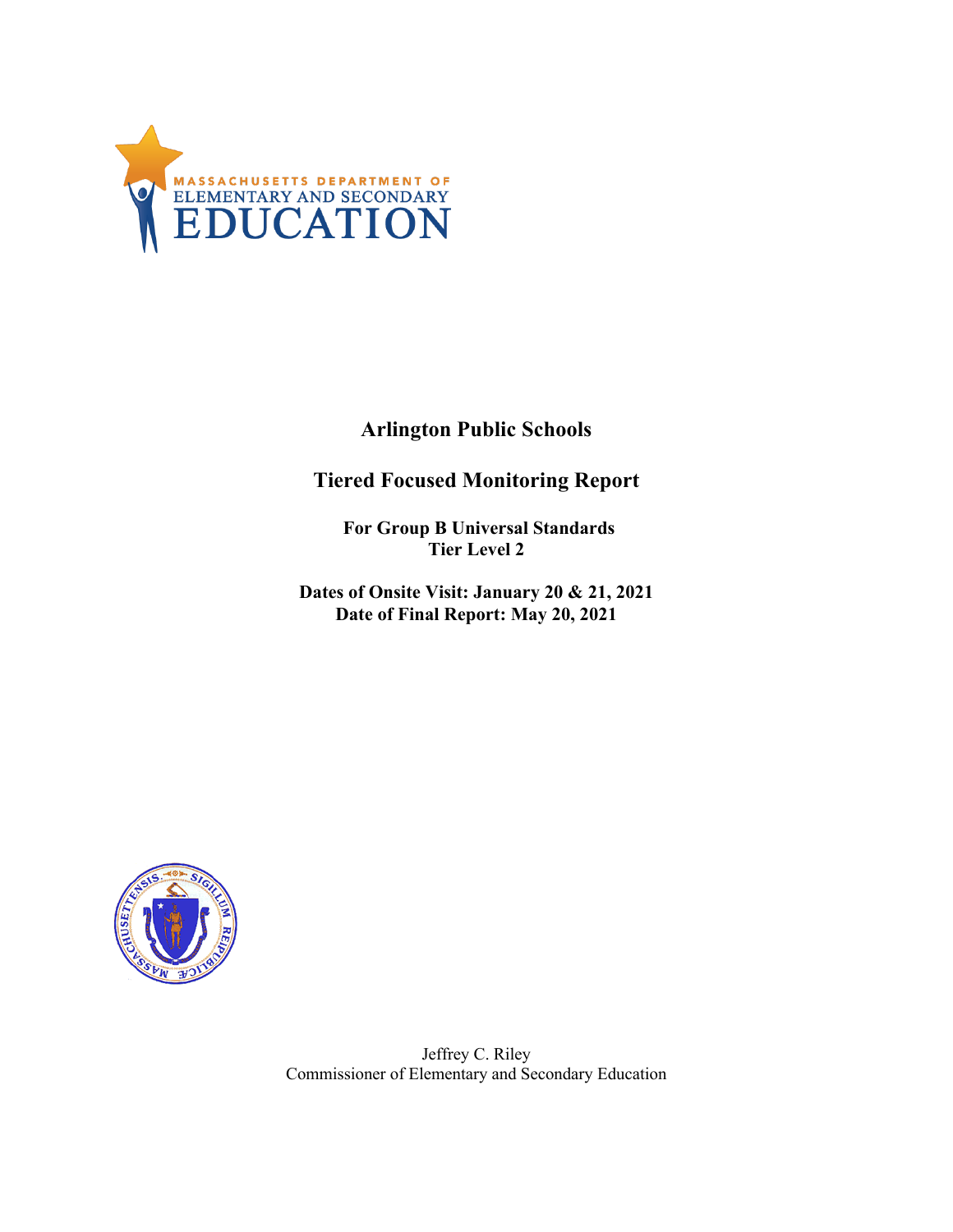# Arlington Public Schools

## Tiered Focused Monitoring Report

**For Group B Universal Standards**
**Tier Level 2**

**Dates of Onsite Visit: January 20 & 21, 2021**
**Date of Final Report: May 20, 2021**

Jeffrey C. Riley
Commissioner of Elementary and Secondary Education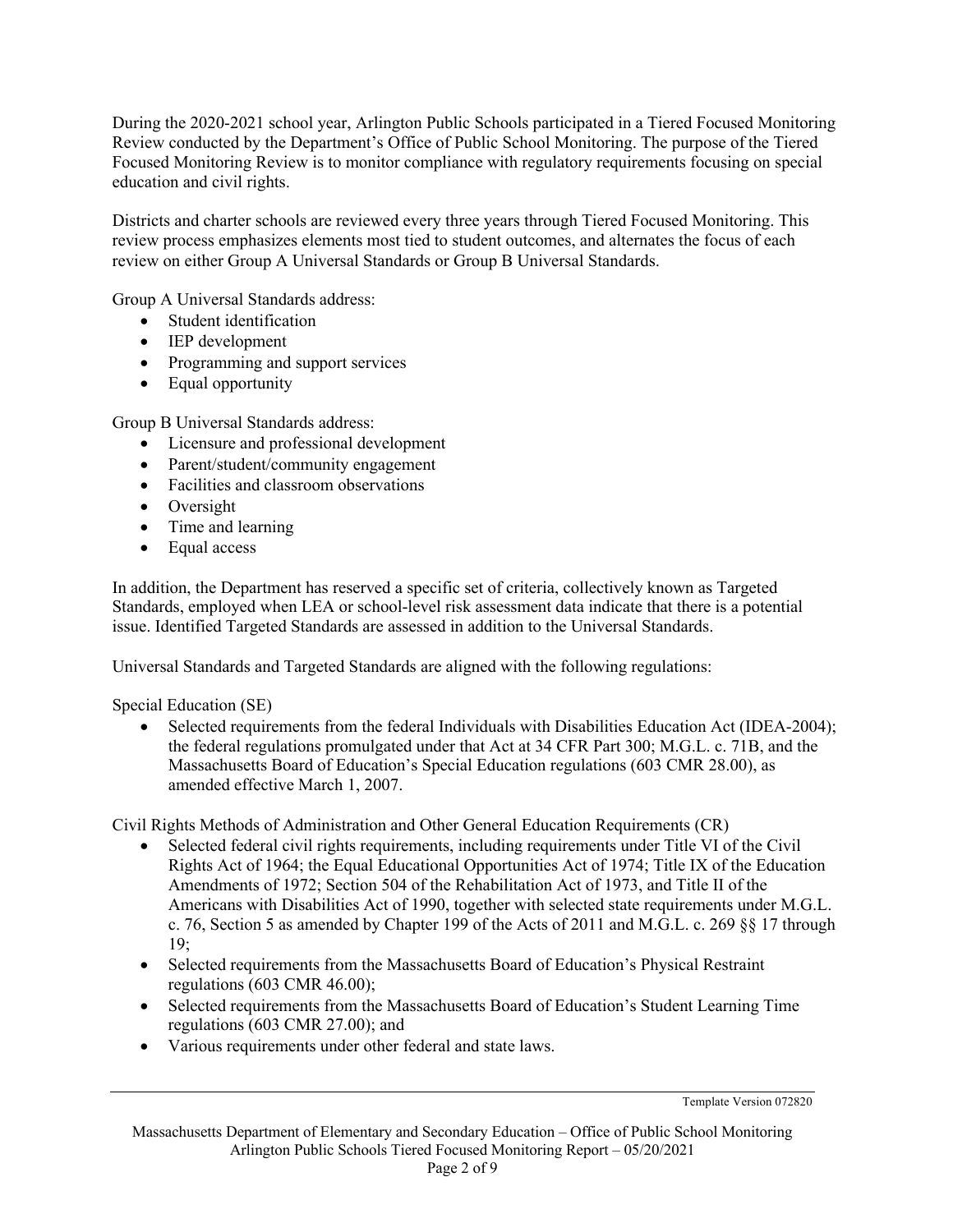During the 2020-2021 school year, Arlington Public Schools participated in a Tiered Focused Monitoring Review conducted by the Department's Office of Public School Monitoring. The purpose of the Tiered Focused Monitoring Review is to monitor compliance with regulatory requirements focusing on special education and civil rights.

Districts and charter schools are reviewed every three years through Tiered Focused Monitoring. This review process emphasizes elements most tied to student outcomes, and alternates the focus of each review on either Group A Universal Standards or Group B Universal Standards.

Group A Universal Standards address:

- Student identification
- IEP development
- Programming and support services
- Equal opportunity

Group B Universal Standards address:

- Licensure and professional development
- Parent/student/community engagement
- Facilities and classroom observations
- Oversight
- Time and learning
- Equal access

In addition, the Department has reserved a specific set of criteria, collectively known as Targeted Standards, employed when LEA or school-level risk assessment data indicate that there is a potential issue. Identified Targeted Standards are assessed in addition to the Universal Standards.

Universal Standards and Targeted Standards are aligned with the following regulations:

Special Education (SE)

- Selected requirements from the federal Individuals with Disabilities Education Act (IDEA-2004); the federal regulations promulgated under that Act at 34 CFR Part 300; M.G.L. c. 71B, and the Massachusetts Board of Education's Special Education regulations (603 CMR 28.00), as amended effective March 1, 2007.

Civil Rights Methods of Administration and Other General Education Requirements (CR)

- Selected federal civil rights requirements, including requirements under Title VI of the Civil Rights Act of 1964; the Equal Educational Opportunities Act of 1974; Title IX of the Education Amendments of 1972; Section 504 of the Rehabilitation Act of 1973, and Title II of the Americans with Disabilities Act of 1990, together with selected state requirements under M.G.L. c. 76, Section 5 as amended by Chapter 199 of the Acts of 2011 and M.G.L. c. 269 §§ 17 through 19;
- Selected requirements from the Massachusetts Board of Education's Physical Restraint regulations (603 CMR 46.00);
- Selected requirements from the Massachusetts Board of Education's Student Learning Time regulations (603 CMR 27.00); and
- Various requirements under other federal and state laws.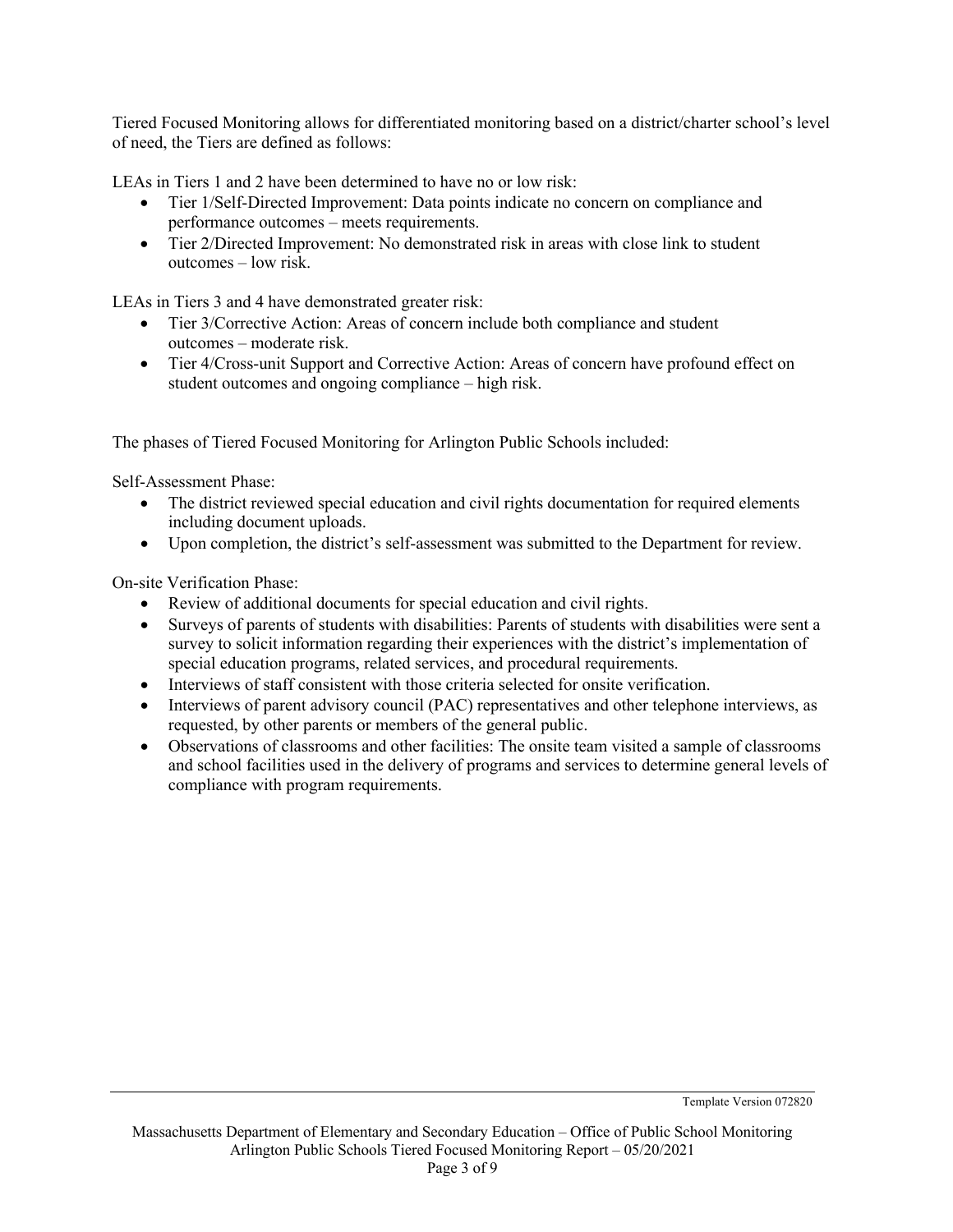Tiered Focused Monitoring allows for differentiated monitoring based on a district/charter school's level of need, the Tiers are defined as follows:

LEAs in Tiers 1 and 2 have been determined to have no or low risk:

- Tier 1/Self-Directed Improvement: Data points indicate no concern on compliance and performance outcomes – meets requirements.
- Tier 2/Directed Improvement: No demonstrated risk in areas with close link to student outcomes – low risk.

LEAs in Tiers 3 and 4 have demonstrated greater risk:

- Tier 3/Corrective Action: Areas of concern include both compliance and student outcomes – moderate risk.
- Tier 4/Cross-unit Support and Corrective Action: Areas of concern have profound effect on student outcomes and ongoing compliance – high risk.

The phases of Tiered Focused Monitoring for Arlington Public Schools included:

Self-Assessment Phase:

- The district reviewed special education and civil rights documentation for required elements including document uploads.
- Upon completion, the district's self-assessment was submitted to the Department for review.

On-site Verification Phase:

- Review of additional documents for special education and civil rights.
- Surveys of parents of students with disabilities: Parents of students with disabilities were sent a survey to solicit information regarding their experiences with the district's implementation of special education programs, related services, and procedural requirements.
- Interviews of staff consistent with those criteria selected for onsite verification.
- Interviews of parent advisory council (PAC) representatives and other telephone interviews, as requested, by other parents or members of the general public.
- Observations of classrooms and other facilities: The onsite team visited a sample of classrooms and school facilities used in the delivery of programs and services to determine general levels of compliance with program requirements.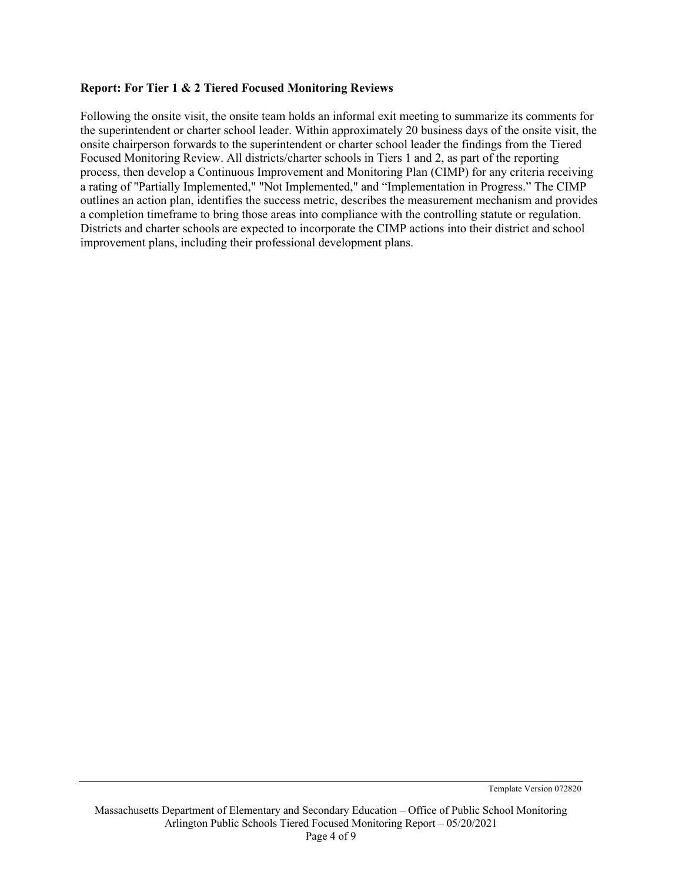**Report: For Tier 1 & 2 Tiered Focused Monitoring Reviews**

Following the onsite visit, the onsite team holds an informal exit meeting to summarize its comments for the superintendent or charter school leader. Within approximately 20 business days of the onsite visit, the onsite chairperson forwards to the superintendent or charter school leader the findings from the Tiered Focused Monitoring Review. All districts/charter schools in Tiers 1 and 2, as part of the reporting process, then develop a Continuous Improvement and Monitoring Plan (CIMP) for any criteria receiving a rating of "Partially Implemented," "Not Implemented," and "Implementation in Progress." The CIMP outlines an action plan, identifies the success metric, describes the measurement mechanism and provides a completion timeframe to bring those areas into compliance with the controlling statute or regulation. Districts and charter schools are expected to incorporate the CIMP actions into their district and school improvement plans, including their professional development plans.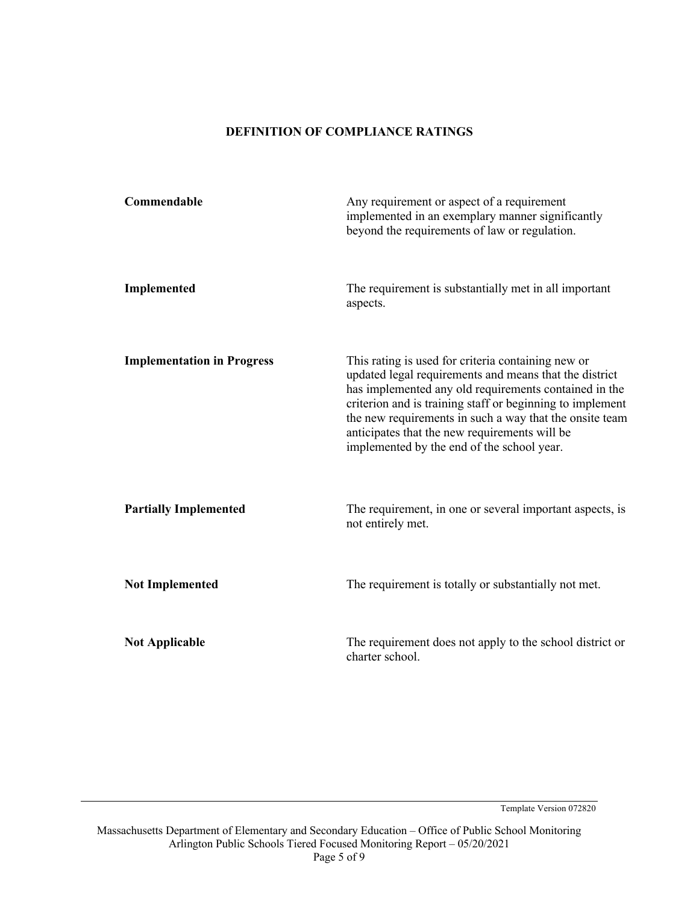## DEFINITION OF COMPLIANCE RATINGS

| | |
|---|---|
| **Commendable** | Any requirement or aspect of a requirement implemented in an exemplary manner significantly beyond the requirements of law or regulation. |
| **Implemented** | The requirement is substantially met in all important aspects. |
| **Implementation in Progress** | This rating is used for criteria containing new or updated legal requirements and means that the district has implemented any old requirements contained in the criterion and is training staff or beginning to implement the new requirements in such a way that the onsite team anticipates that the new requirements will be implemented by the end of the school year. |
| **Partially Implemented** | The requirement, in one or several important aspects, is not entirely met. |
| **Not Implemented** | The requirement is totally or substantially not met. |
| **Not Applicable** | The requirement does not apply to the school district or charter school. |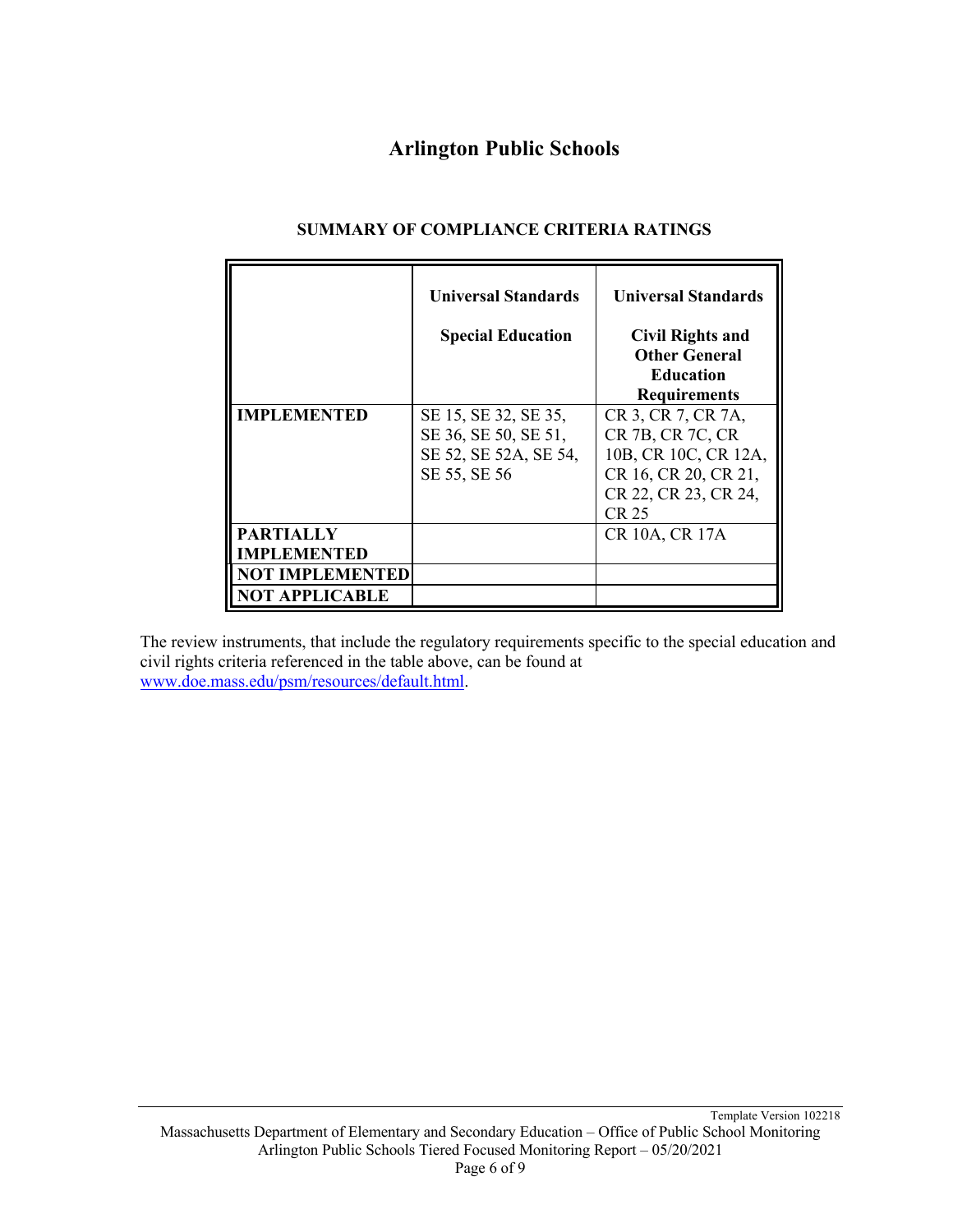# Arlington Public Schools

## SUMMARY OF COMPLIANCE CRITERIA RATINGS

| | Universal Standards<br><br>Special Education | Universal Standards<br><br>Civil Rights and Other General Education Requirements |
|---|---|---|
| **IMPLEMENTED** | SE 15, SE 32, SE 35, SE 36, SE 50, SE 51, SE 52, SE 52A, SE 54, SE 55, SE 56 | CR 3, CR 7, CR 7A, CR 7B, CR 7C, CR 10B, CR 10C, CR 12A, CR 16, CR 20, CR 21, CR 22, CR 23, CR 24, CR 25 |
| **PARTIALLY IMPLEMENTED** | | CR 10A, CR 17A |
| **NOT IMPLEMENTED** | | |
| **NOT APPLICABLE** | | |

The review instruments, that include the regulatory requirements specific to the special education and civil rights criteria referenced in the table above, can be found at [www.doe.mass.edu/psm/resources/default.html](www.doe.mass.edu/psm/resources/default.html).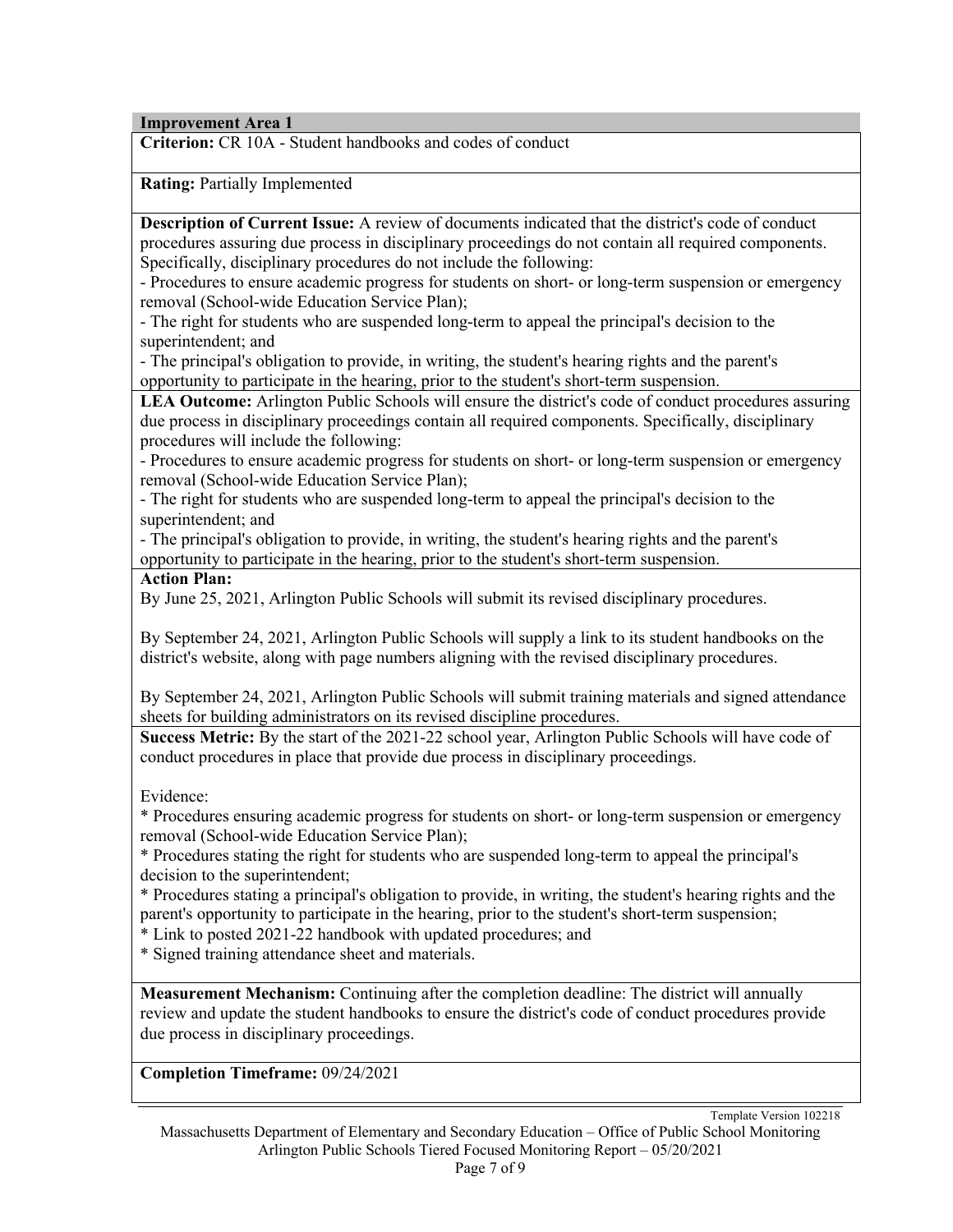## Improvement Area 1

**Criterion:** CR 10A - Student handbooks and codes of conduct

**Rating:** Partially Implemented

**Description of Current Issue:** A review of documents indicated that the district's code of conduct procedures assuring due process in disciplinary proceedings do not contain all required components. Specifically, disciplinary procedures do not include the following:
- Procedures to ensure academic progress for students on short- or long-term suspension or emergency removal (School-wide Education Service Plan);
- The right for students who are suspended long-term to appeal the principal's decision to the superintendent; and
- The principal's obligation to provide, in writing, the student's hearing rights and the parent's opportunity to participate in the hearing, prior to the student's short-term suspension.

**LEA Outcome:** Arlington Public Schools will ensure the district's code of conduct procedures assuring due process in disciplinary proceedings contain all required components. Specifically, disciplinary procedures will include the following:
- Procedures to ensure academic progress for students on short- or long-term suspension or emergency removal (School-wide Education Service Plan);
- The right for students who are suspended long-term to appeal the principal's decision to the superintendent; and
- The principal's obligation to provide, in writing, the student's hearing rights and the parent's opportunity to participate in the hearing, prior to the student's short-term suspension.

**Action Plan:**

By June 25, 2021, Arlington Public Schools will submit its revised disciplinary procedures.

By September 24, 2021, Arlington Public Schools will supply a link to its student handbooks on the district's website, along with page numbers aligning with the revised disciplinary procedures.

By September 24, 2021, Arlington Public Schools will submit training materials and signed attendance sheets for building administrators on its revised discipline procedures.

**Success Metric:** By the start of the 2021-22 school year, Arlington Public Schools will have code of conduct procedures in place that provide due process in disciplinary proceedings.

Evidence:

* Procedures ensuring academic progress for students on short- or long-term suspension or emergency removal (School-wide Education Service Plan);
* Procedures stating the right for students who are suspended long-term to appeal the principal's decision to the superintendent;
* Procedures stating a principal's obligation to provide, in writing, the student's hearing rights and the parent's opportunity to participate in the hearing, prior to the student's short-term suspension;
* Link to posted 2021-22 handbook with updated procedures; and
* Signed training attendance sheet and materials.

**Measurement Mechanism:** Continuing after the completion deadline: The district will annually review and update the student handbooks to ensure the district's code of conduct procedures provide due process in disciplinary proceedings.

**Completion Timeframe:** 09/24/2021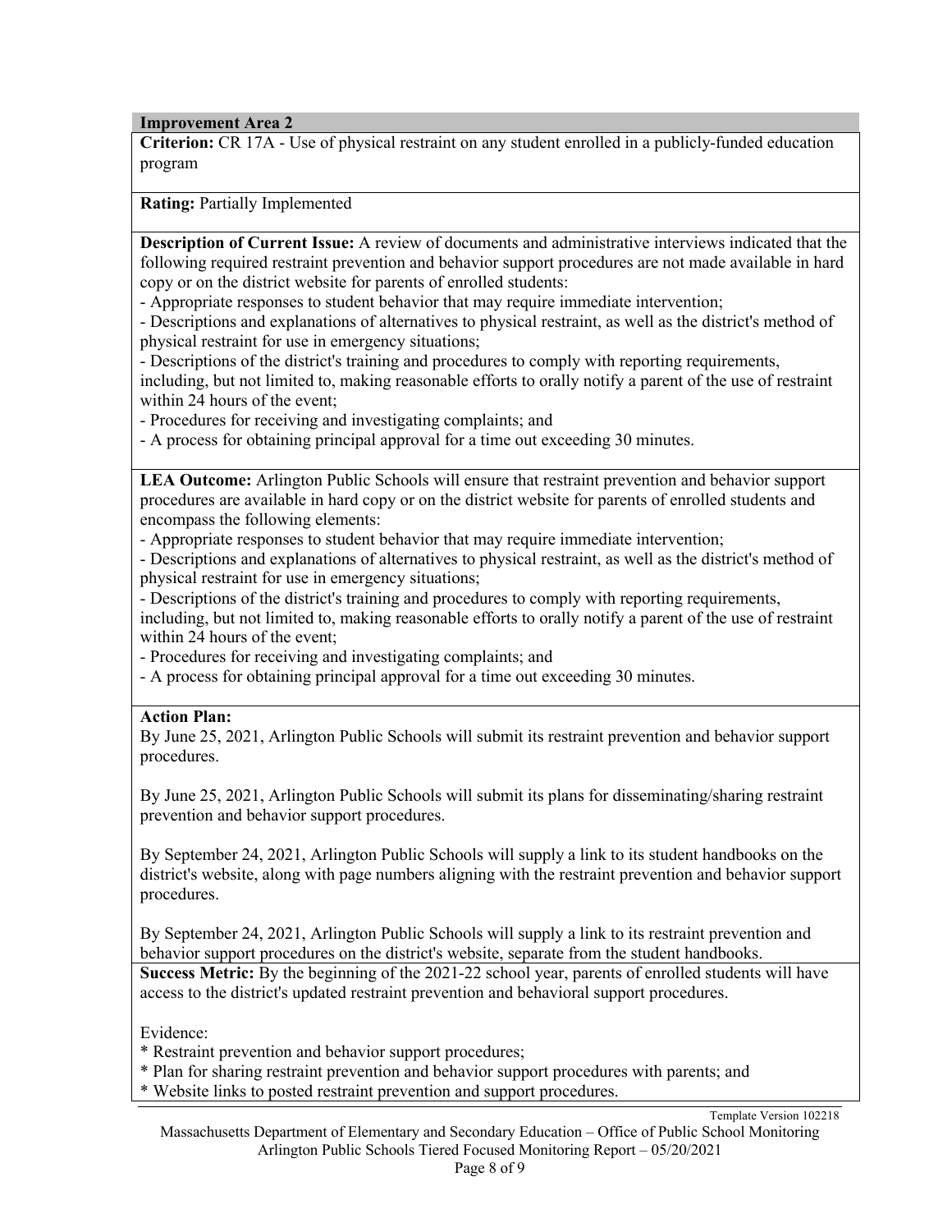## Improvement Area 2

**Criterion:** CR 17A - Use of physical restraint on any student enrolled in a publicly-funded education program

**Rating:** Partially Implemented

**Description of Current Issue:** A review of documents and administrative interviews indicated that the following required restraint prevention and behavior support procedures are not made available in hard copy or on the district website for parents of enrolled students:
- Appropriate responses to student behavior that may require immediate intervention;
- Descriptions and explanations of alternatives to physical restraint, as well as the district's method of physical restraint for use in emergency situations;
- Descriptions of the district's training and procedures to comply with reporting requirements, including, but not limited to, making reasonable efforts to orally notify a parent of the use of restraint within 24 hours of the event;
- Procedures for receiving and investigating complaints; and
- A process for obtaining principal approval for a time out exceeding 30 minutes.

**LEA Outcome:** Arlington Public Schools will ensure that restraint prevention and behavior support procedures are available in hard copy or on the district website for parents of enrolled students and encompass the following elements:
- Appropriate responses to student behavior that may require immediate intervention;
- Descriptions and explanations of alternatives to physical restraint, as well as the district's method of physical restraint for use in emergency situations;
- Descriptions of the district's training and procedures to comply with reporting requirements, including, but not limited to, making reasonable efforts to orally notify a parent of the use of restraint within 24 hours of the event;
- Procedures for receiving and investigating complaints; and
- A process for obtaining principal approval for a time out exceeding 30 minutes.

**Action Plan:**

By June 25, 2021, Arlington Public Schools will submit its restraint prevention and behavior support procedures.

By June 25, 2021, Arlington Public Schools will submit its plans for disseminating/sharing restraint prevention and behavior support procedures.

By September 24, 2021, Arlington Public Schools will supply a link to its student handbooks on the district's website, along with page numbers aligning with the restraint prevention and behavior support procedures.

By September 24, 2021, Arlington Public Schools will supply a link to its restraint prevention and behavior support procedures on the district's website, separate from the student handbooks.

**Success Metric:** By the beginning of the 2021-22 school year, parents of enrolled students will have access to the district's updated restraint prevention and behavioral support procedures.

Evidence:
* Restraint prevention and behavior support procedures;
* Plan for sharing restraint prevention and behavior support procedures with parents; and
* Website links to posted restraint prevention and support procedures.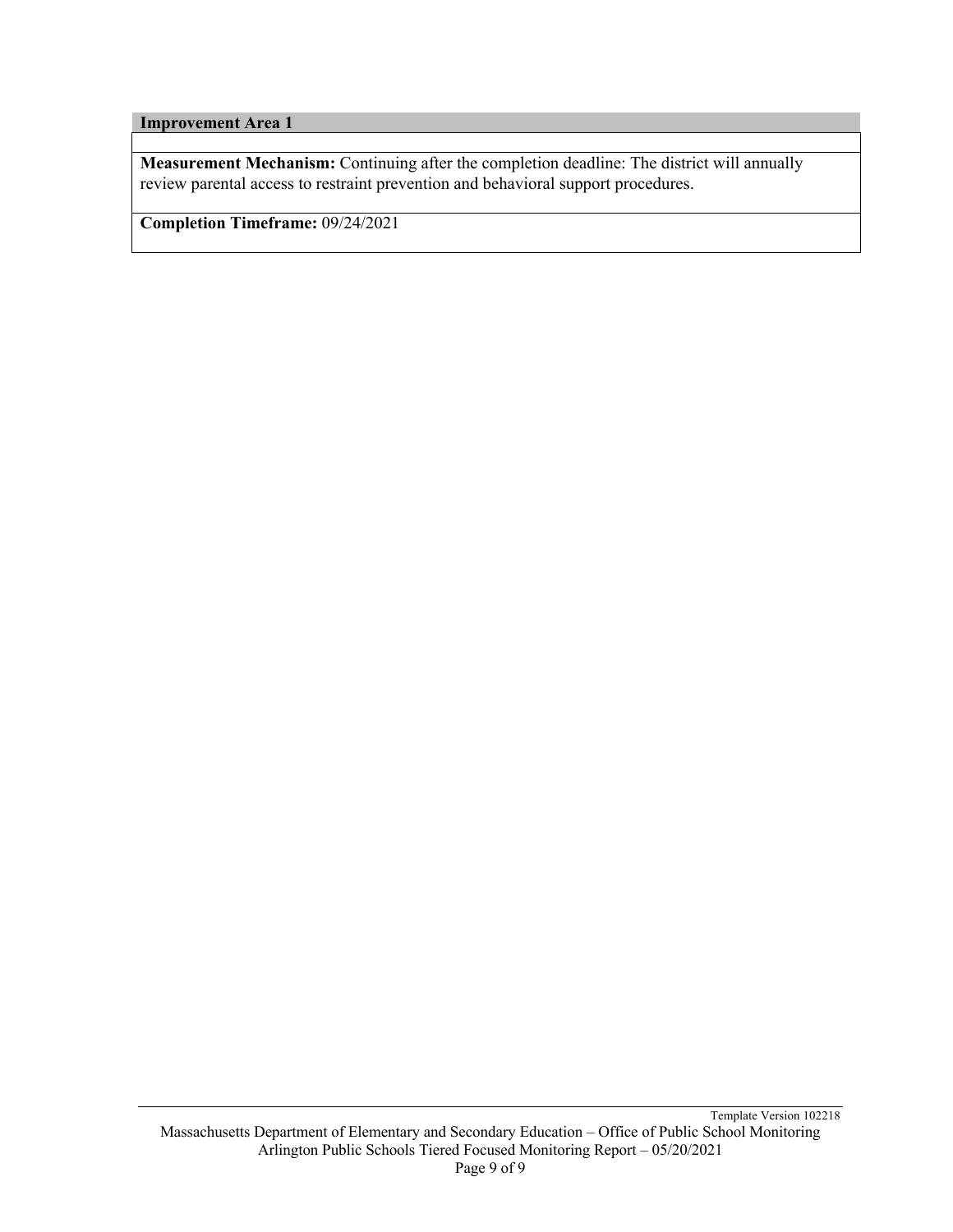| Improvement Area 1 |
|---|
| |
| **Measurement Mechanism:** Continuing after the completion deadline: The district will annually review parental access to restraint prevention and behavioral support procedures. |
| **Completion Timeframe:** 09/24/2021 |